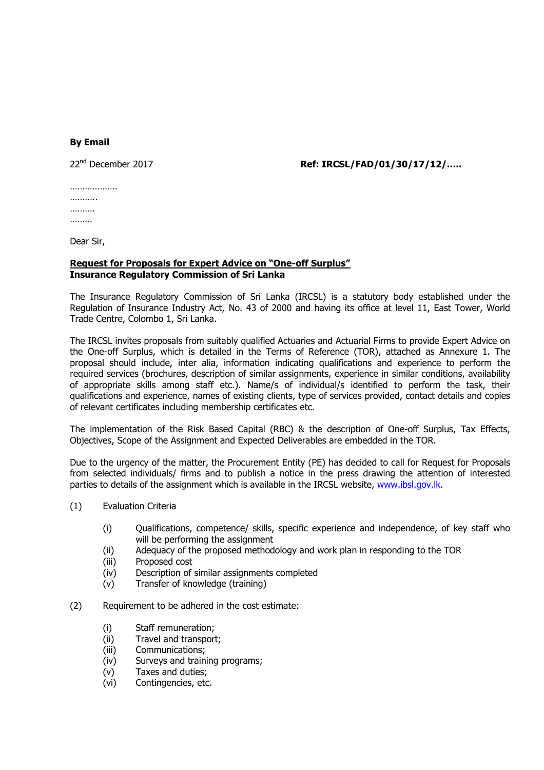**By Email**

22nd December 2017 **Ref: IRCSL/FAD/01/30/17/12/…..**

……………….  
………..  
……….  
………

Dear Sir,

**Request for Proposals for Expert Advice on "One-off Surplus"**  
**Insurance Regulatory Commission of Sri Lanka**

The Insurance Regulatory Commission of Sri Lanka (IRCSL) is a statutory body established under the Regulation of Insurance Industry Act, No. 43 of 2000 and having its office at level 11, East Tower, World Trade Centre, Colombo 1, Sri Lanka.

The IRCSL invites proposals from suitably qualified Actuaries and Actuarial Firms to provide Expert Advice on the One-off Surplus, which is detailed in the Terms of Reference (TOR), attached as Annexure 1. The proposal should include, inter alia, information indicating qualifications and experience to perform the required services (brochures, description of similar assignments, experience in similar conditions, availability of appropriate skills among staff etc.). Name/s of individual/s identified to perform the task, their qualifications and experience, names of existing clients, type of services provided, contact details and copies of relevant certificates including membership certificates etc.

The implementation of the Risk Based Capital (RBC) & the description of One-off Surplus, Tax Effects, Objectives, Scope of the Assignment and Expected Deliverables are embedded in the TOR.

Due to the urgency of the matter, the Procurement Entity (PE) has decided to call for Request for Proposals from selected individuals/ firms and to publish a notice in the press drawing the attention of interested parties to details of the assignment which is available in the IRCSL website, www.ibsl.gov.lk.

(1) Evaluation Criteria

- (i) Qualifications, competence/ skills, specific experience and independence, of key staff who will be performing the assignment
- (ii) Adequacy of the proposed methodology and work plan in responding to the TOR
- (iii) Proposed cost
- (iv) Description of similar assignments completed
- (v) Transfer of knowledge (training)

(2) Requirement to be adhered in the cost estimate:

- (i) Staff remuneration;
- (ii) Travel and transport;
- (iii) Communications;
- (iv) Surveys and training programs;
- (v) Taxes and duties;
- (vi) Contingencies, etc.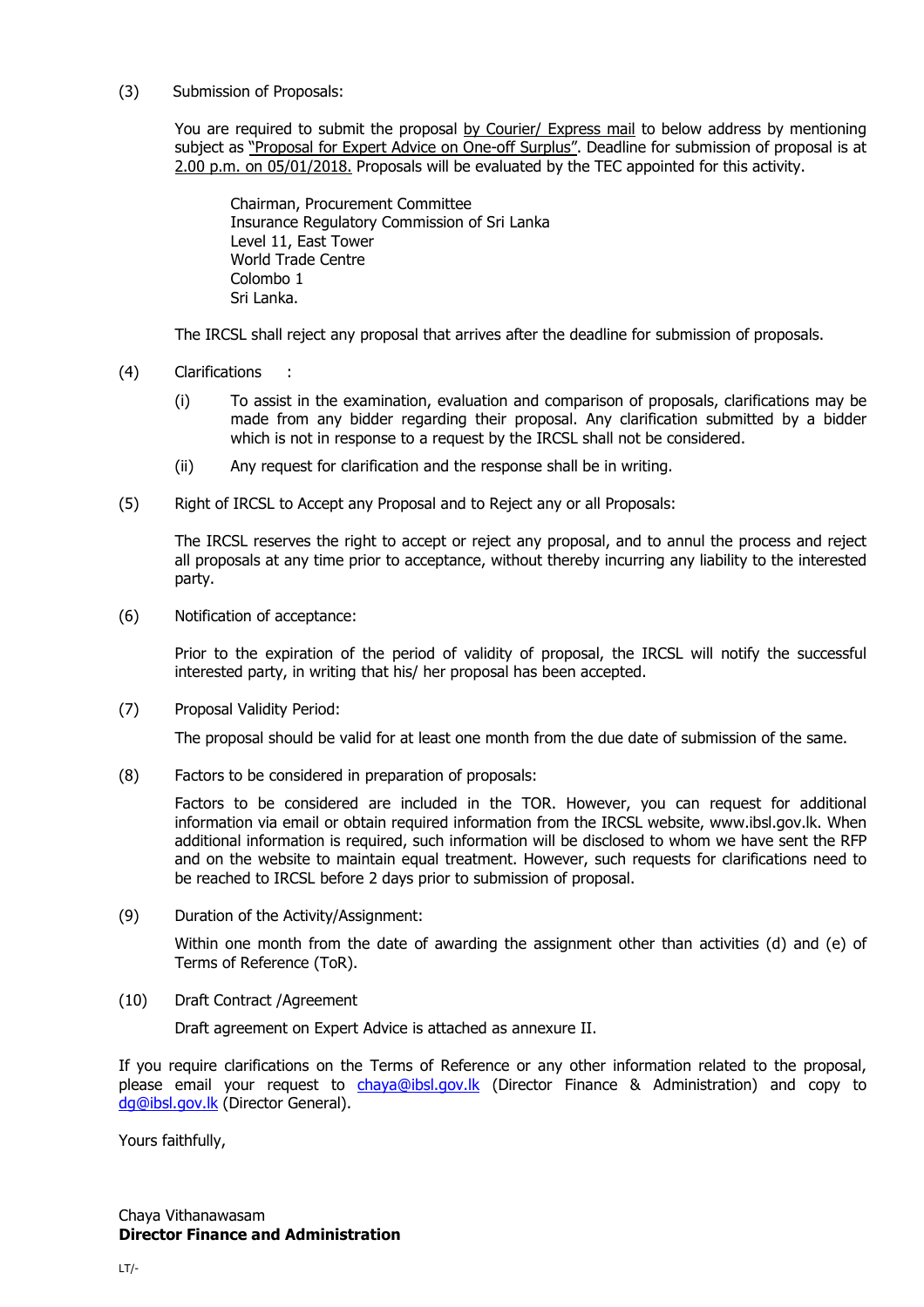(3) Submission of Proposals:

You are required to submit the proposal by Courier/ Express mail to below address by mentioning subject as "Proposal for Expert Advice on One-off Surplus". Deadline for submission of proposal is at 2.00 p.m. on 05/01/2018. Proposals will be evaluated by the TEC appointed for this activity.

Chairman, Procurement Committee
Insurance Regulatory Commission of Sri Lanka
Level 11, East Tower
World Trade Centre
Colombo 1
Sri Lanka.

The IRCSL shall reject any proposal that arrives after the deadline for submission of proposals.

(4) Clarifications :

(i) To assist in the examination, evaluation and comparison of proposals, clarifications may be made from any bidder regarding their proposal. Any clarification submitted by a bidder which is not in response to a request by the IRCSL shall not be considered.

(ii) Any request for clarification and the response shall be in writing.

(5) Right of IRCSL to Accept any Proposal and to Reject any or all Proposals:

The IRCSL reserves the right to accept or reject any proposal, and to annul the process and reject all proposals at any time prior to acceptance, without thereby incurring any liability to the interested party.

(6) Notification of acceptance:

Prior to the expiration of the period of validity of proposal, the IRCSL will notify the successful interested party, in writing that his/ her proposal has been accepted.

(7) Proposal Validity Period:

The proposal should be valid for at least one month from the due date of submission of the same.

(8) Factors to be considered in preparation of proposals:

Factors to be considered are included in the TOR. However, you can request for additional information via email or obtain required information from the IRCSL website, www.ibsl.gov.lk. When additional information is required, such information will be disclosed to whom we have sent the RFP and on the website to maintain equal treatment. However, such requests for clarifications need to be reached to IRCSL before 2 days prior to submission of proposal.

(9) Duration of the Activity/Assignment:

Within one month from the date of awarding the assignment other than activities (d) and (e) of Terms of Reference (ToR).

(10) Draft Contract /Agreement

Draft agreement on Expert Advice is attached as annexure II.

If you require clarifications on the Terms of Reference or any other information related to the proposal, please email your request to chaya@ibsl.gov.lk (Director Finance & Administration) and copy to dg@ibsl.gov.lk (Director General).

Yours faithfully,

Chaya Vithanawasam
**Director Finance and Administration**

LT/-